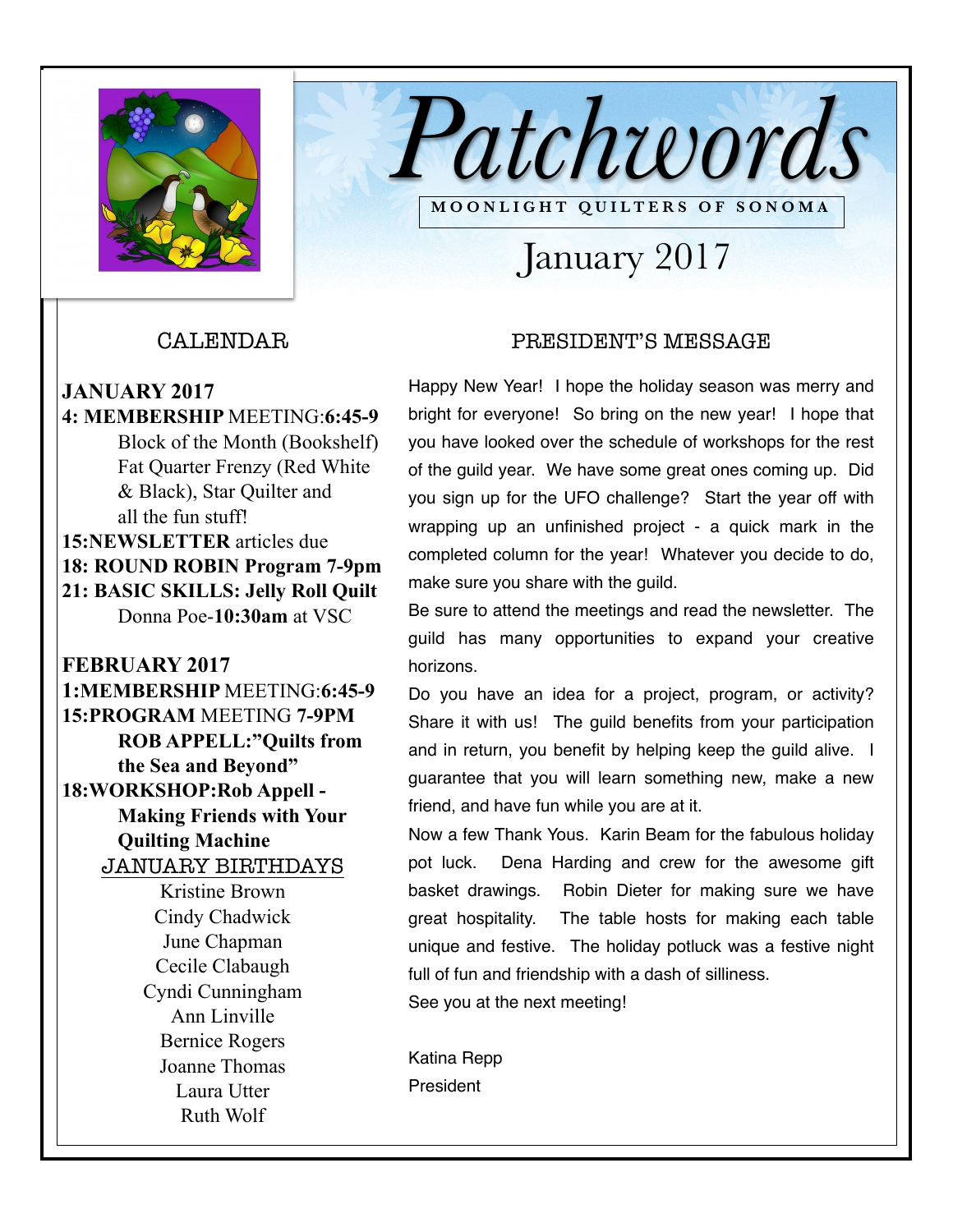# Patchwords

**MOONLIGHT QUILTERS OF SONOMA**

## January 2017

### CALENDAR

**JANUARY 2017**

**4: MEMBERSHIP** MEETING:**6:45-9**
Block of the Month (Bookshelf) Fat Quarter Frenzy (Red White & Black), Star Quilter and all the fun stuff!

**15:NEWSLETTER** articles due

**18: ROUND ROBIN Program 7-9pm**

**21: BASIC SKILLS: Jelly Roll Quilt**
Donna Poe-**10:30am** at VSC

**FEBRUARY 2017**

**1:MEMBERSHIP** MEETING:**6:45-9**

**15:PROGRAM** MEETING **7-9PM**
**ROB APPELL:"Quilts from the Sea and Beyond"**

**18:WORKSHOP:Rob Appell - Making Friends with Your Quilting Machine**

**JANUARY BIRTHDAYS**

Kristine Brown
Cindy Chadwick
June Chapman
Cecile Clabaugh
Cyndi Cunningham
Ann Linville
Bernice Rogers
Joanne Thomas
Laura Utter
Ruth Wolf

### PRESIDENT'S MESSAGE

Happy New Year! I hope the holiday season was merry and bright for everyone! So bring on the new year! I hope that you have looked over the schedule of workshops for the rest of the guild year. We have some great ones coming up. Did you sign up for the UFO challenge? Start the year off with wrapping up an unfinished project - a quick mark in the completed column for the year! Whatever you decide to do, make sure you share with the guild.

Be sure to attend the meetings and read the newsletter. The guild has many opportunities to expand your creative horizons.

Do you have an idea for a project, program, or activity? Share it with us! The guild benefits from your participation and in return, you benefit by helping keep the guild alive. I guarantee that you will learn something new, make a new friend, and have fun while you are at it.

Now a few Thank Yous. Karin Beam for the fabulous holiday pot luck. Dena Harding and crew for the awesome gift basket drawings. Robin Dieter for making sure we have great hospitality. The table hosts for making each table unique and festive. The holiday potluck was a festive night full of fun and friendship with a dash of silliness.

See you at the next meeting!

Katina Repp
President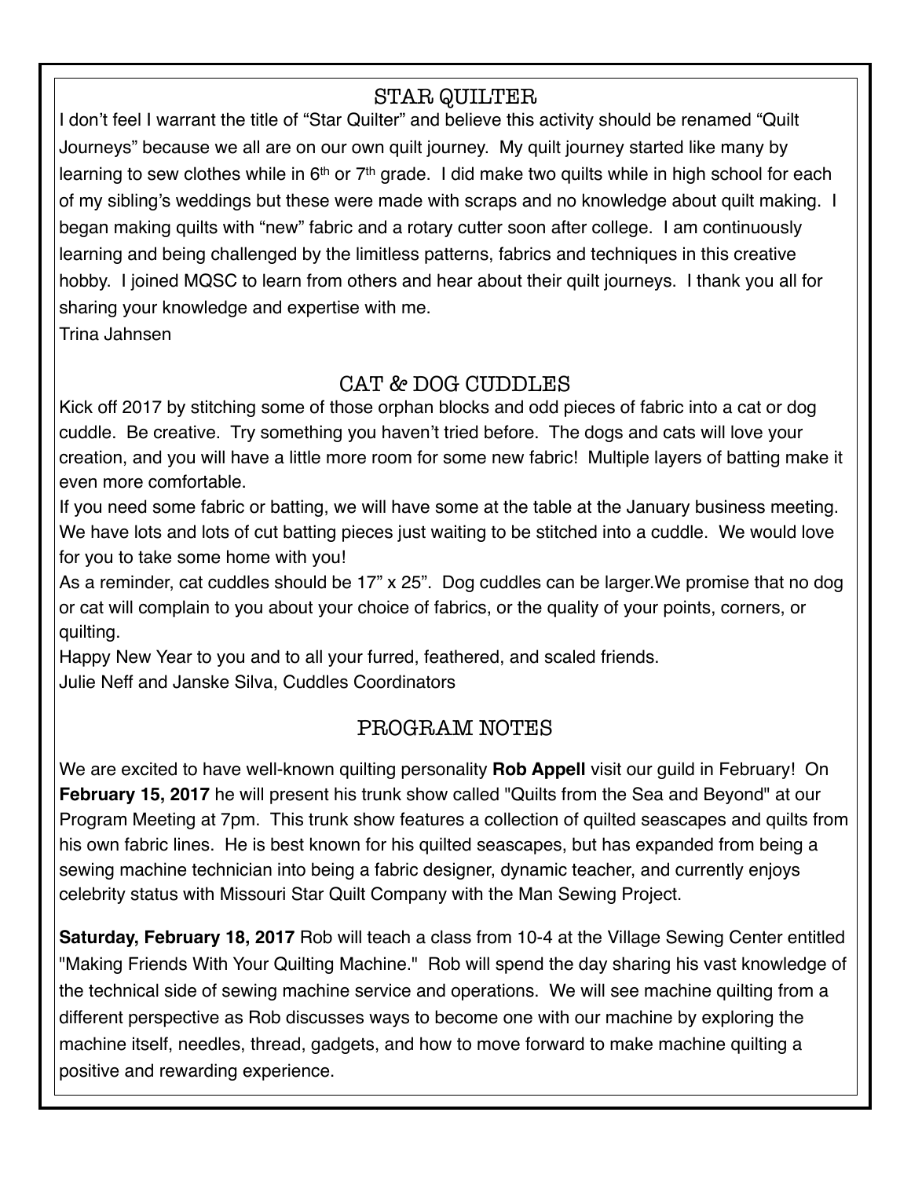## STAR QUILTER

I don't feel I warrant the title of "Star Quilter" and believe this activity should be renamed "Quilt Journeys" because we all are on our own quilt journey. My quilt journey started like many by learning to sew clothes while in 6th or 7th grade. I did make two quilts while in high school for each of my sibling's weddings but these were made with scraps and no knowledge about quilt making. I began making quilts with "new" fabric and a rotary cutter soon after college. I am continuously learning and being challenged by the limitless patterns, fabrics and techniques in this creative hobby. I joined MQSC to learn from others and hear about their quilt journeys. I thank you all for sharing your knowledge and expertise with me.

Trina Jahnsen

## CAT & DOG CUDDLES

Kick off 2017 by stitching some of those orphan blocks and odd pieces of fabric into a cat or dog cuddle. Be creative. Try something you haven't tried before. The dogs and cats will love your creation, and you will have a little more room for some new fabric! Multiple layers of batting make it even more comfortable.

If you need some fabric or batting, we will have some at the table at the January business meeting. We have lots and lots of cut batting pieces just waiting to be stitched into a cuddle. We would love for you to take some home with you!

As a reminder, cat cuddles should be 17" x 25". Dog cuddles can be larger.We promise that no dog or cat will complain to you about your choice of fabrics, or the quality of your points, corners, or quilting.

Happy New Year to you and to all your furred, feathered, and scaled friends.

Julie Neff and Janske Silva, Cuddles Coordinators

## PROGRAM NOTES

We are excited to have well-known quilting personality **Rob Appell** visit our guild in February! On **February 15, 2017** he will present his trunk show called "Quilts from the Sea and Beyond" at our Program Meeting at 7pm. This trunk show features a collection of quilted seascapes and quilts from his own fabric lines. He is best known for his quilted seascapes, but has expanded from being a sewing machine technician into being a fabric designer, dynamic teacher, and currently enjoys celebrity status with Missouri Star Quilt Company with the Man Sewing Project.

**Saturday, February 18, 2017** Rob will teach a class from 10-4 at the Village Sewing Center entitled "Making Friends With Your Quilting Machine." Rob will spend the day sharing his vast knowledge of the technical side of sewing machine service and operations. We will see machine quilting from a different perspective as Rob discusses ways to become one with our machine by exploring the machine itself, needles, thread, gadgets, and how to move forward to make machine quilting a positive and rewarding experience.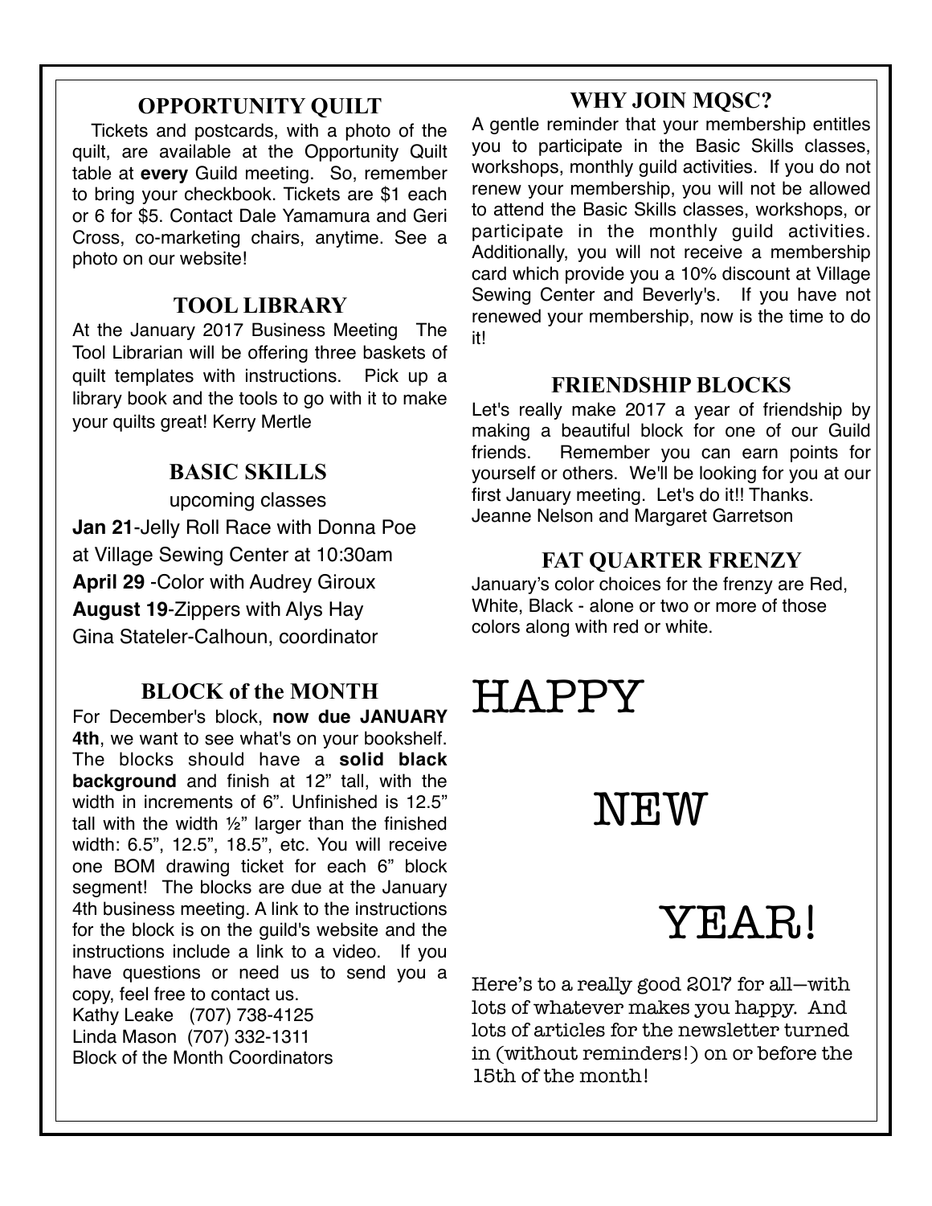## OPPORTUNITY QUILT

Tickets and postcards, with a photo of the quilt, are available at the Opportunity Quilt table at **every** Guild meeting. So, remember to bring your checkbook. Tickets are $1 each or 6 for $5. Contact Dale Yamamura and Geri Cross, co-marketing chairs, anytime. See a photo on our website!

## TOOL LIBRARY

At the January 2017 Business Meeting The Tool Librarian will be offering three baskets of quilt templates with instructions. Pick up a library book and the tools to go with it to make your quilts great! Kerry Mertle

## BASIC SKILLS

upcoming classes

**Jan 21**-Jelly Roll Race with Donna Poe at Village Sewing Center at 10:30am

**April 29** -Color with Audrey Giroux

**August 19**-Zippers with Alys Hay

Gina Stateler-Calhoun, coordinator

## BLOCK of the MONTH

For December's block, **now due JANUARY 4th**, we want to see what's on your bookshelf. The blocks should have a **solid black background** and finish at 12" tall, with the width in increments of 6". Unfinished is 12.5" tall with the width ½" larger than the finished width: 6.5", 12.5", 18.5", etc. You will receive one BOM drawing ticket for each 6" block segment! The blocks are due at the January 4th business meeting. A link to the instructions for the block is on the guild's website and the instructions include a link to a video. If you have questions or need us to send you a copy, feel free to contact us.

Kathy Leake (707) 738-4125
Linda Mason (707) 332-1311
Block of the Month Coordinators

## WHY JOIN MQSC?

A gentle reminder that your membership entitles you to participate in the Basic Skills classes, workshops, monthly guild activities. If you do not renew your membership, you will not be allowed to attend the Basic Skills classes, workshops, or participate in the monthly guild activities. Additionally, you will not receive a membership card which provide you a 10% discount at Village Sewing Center and Beverly's. If you have not renewed your membership, now is the time to do it!

## FRIENDSHIP BLOCKS

Let's really make 2017 a year of friendship by making a beautiful block for one of our Guild friends. Remember you can earn points for yourself or others. We'll be looking for you at our first January meeting. Let's do it!! Thanks. Jeanne Nelson and Margaret Garretson

## FAT QUARTER FRENZY

January's color choices for the frenzy are Red, White, Black - alone or two or more of those colors along with red or white.

# HAPPY NEW YEAR!

Here's to a really good 2017 for all—with lots of whatever makes you happy. And lots of articles for the newsletter turned in (without reminders!) on or before the 15th of the month!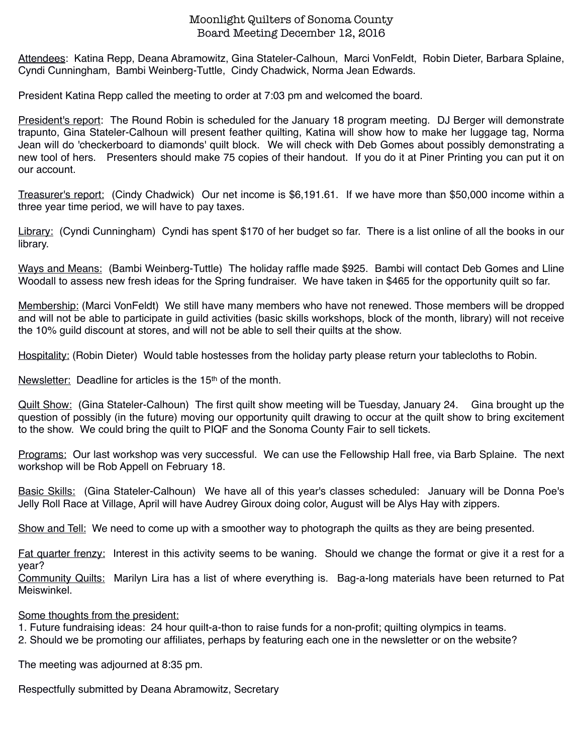# Moonlight Quilters of Sonoma County
## Board Meeting December 12, 2016

Attendees: Katina Repp, Deana Abramowitz, Gina Stateler-Calhoun, Marci VonFeldt, Robin Dieter, Barbara Splaine, Cyndi Cunningham, Bambi Weinberg-Tuttle, Cindy Chadwick, Norma Jean Edwards.

President Katina Repp called the meeting to order at 7:03 pm and welcomed the board.

President's report: The Round Robin is scheduled for the January 18 program meeting. DJ Berger will demonstrate trapunto, Gina Stateler-Calhoun will present feather quilting, Katina will show how to make her luggage tag, Norma Jean will do 'checkerboard to diamonds' quilt block. We will check with Deb Gomes about possibly demonstrating a new tool of hers. Presenters should make 75 copies of their handout. If you do it at Piner Printing you can put it on our account.

Treasurer's report: (Cindy Chadwick) Our net income is $6,191.61. If we have more than $50,000 income within a three year time period, we will have to pay taxes.

Library: (Cyndi Cunningham) Cyndi has spent $170 of her budget so far. There is a list online of all the books in our library.

Ways and Means: (Bambi Weinberg-Tuttle) The holiday raffle made $925. Bambi will contact Deb Gomes and Lline Woodall to assess new fresh ideas for the Spring fundraiser. We have taken in $465 for the opportunity quilt so far.

Membership: (Marci VonFeldt) We still have many members who have not renewed. Those members will be dropped and will not be able to participate in guild activities (basic skills workshops, block of the month, library) will not receive the 10% guild discount at stores, and will not be able to sell their quilts at the show.

Hospitality: (Robin Dieter) Would table hostesses from the holiday party please return your tablecloths to Robin.

Newsletter: Deadline for articles is the 15th of the month.

Quilt Show: (Gina Stateler-Calhoun) The first quilt show meeting will be Tuesday, January 24. Gina brought up the question of possibly (in the future) moving our opportunity quilt drawing to occur at the quilt show to bring excitement to the show. We could bring the quilt to PIQF and the Sonoma County Fair to sell tickets.

Programs: Our last workshop was very successful. We can use the Fellowship Hall free, via Barb Splaine. The next workshop will be Rob Appell on February 18.

Basic Skills: (Gina Stateler-Calhoun) We have all of this year's classes scheduled: January will be Donna Poe's Jelly Roll Race at Village, April will have Audrey Giroux doing color, August will be Alys Hay with zippers.

Show and Tell: We need to come up with a smoother way to photograph the quilts as they are being presented.

Fat quarter frenzy: Interest in this activity seems to be waning. Should we change the format or give it a rest for a year?

Community Quilts: Marilyn Lira has a list of where everything is. Bag-a-long materials have been returned to Pat Meiswinkel.

Some thoughts from the president:

1. Future fundraising ideas: 24 hour quilt-a-thon to raise funds for a non-profit; quilting olympics in teams.
2. Should we be promoting our affiliates, perhaps by featuring each one in the newsletter or on the website?

The meeting was adjourned at 8:35 pm.

Respectfully submitted by Deana Abramowitz, Secretary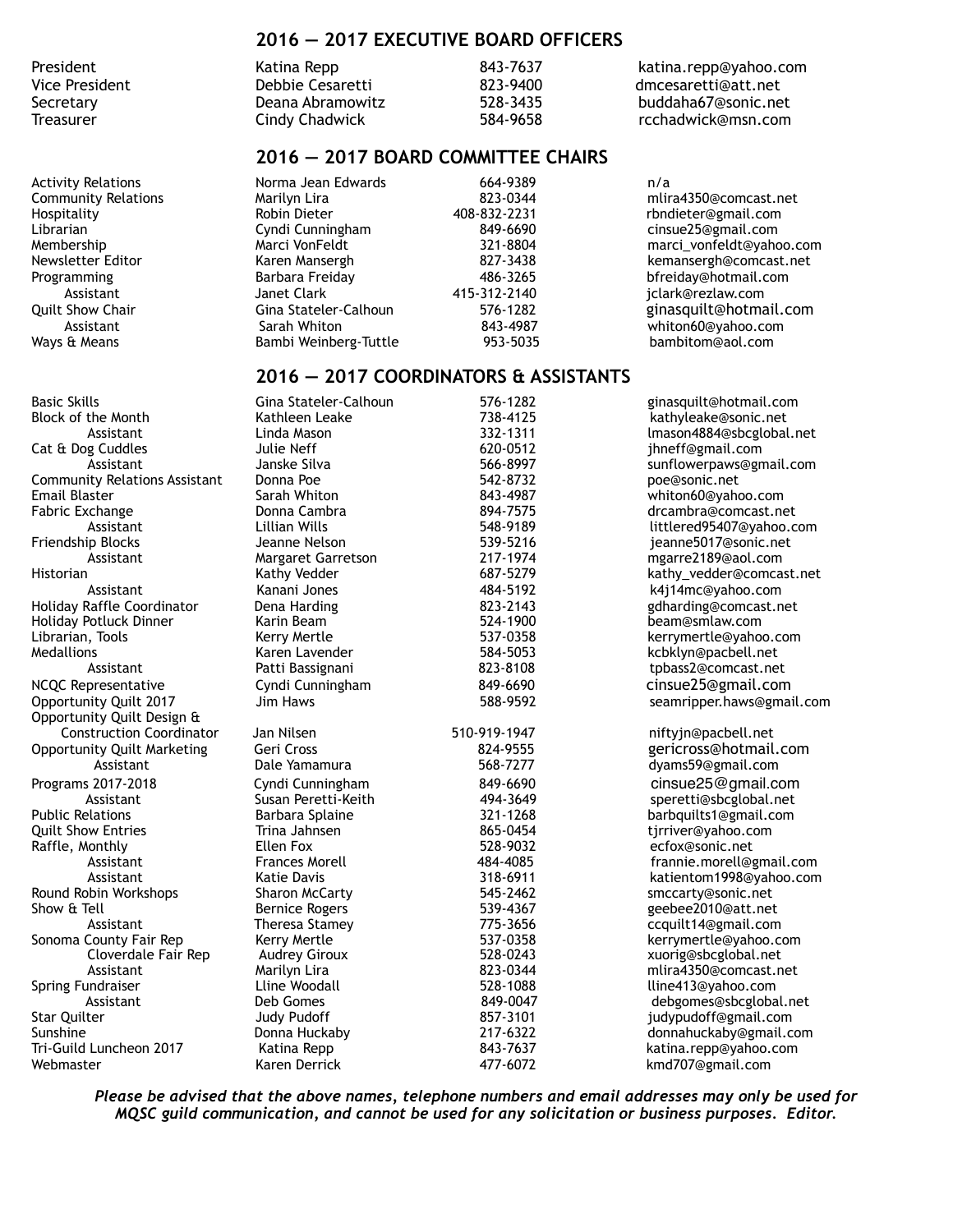## 2016 — 2017 EXECUTIVE BOARD OFFICERS

| Position | Name | Phone | Email |
|---|---|---|---|
| President | Katina Repp | 843-7637 | katina.repp@yahoo.com |
| Vice President | Debbie Cesaretti | 823-9400 | dmcesaretti@att.net |
| Secretary | Deana Abramowitz | 528-3435 | buddaha67@sonic.net |
| Treasurer | Cindy Chadwick | 584-9658 | rcchadwick@msn.com |

## 2016 — 2017 BOARD COMMITTEE CHAIRS

| Position | Name | Phone | Email |
|---|---|---|---|
| Activity Relations | Norma Jean Edwards | 664-9389 | n/a |
| Community Relations | Marilyn Lira | 823-0344 | mlira4350@comcast.net |
| Hospitality | Robin Dieter | 408-832-2231 | rbndieter@gmail.com |
| Librarian | Cyndi Cunningham | 849-6690 | cinsue25@gmail.com |
| Membership | Marci VonFeldt | 321-8804 | marci_vonfeldt@yahoo.com |
| Newsletter Editor | Karen Mansergh | 827-3438 | kemansergh@comcast.net |
| Programming | Barbara Freiday | 486-3265 | bfreiday@hotmail.com |
| Assistant | Janet Clark | 415-312-2140 | jclark@rezlaw.com |
| Quilt Show Chair | Gina Stateler-Calhoun | 576-1282 | ginasquilt@hotmail.com |
| Assistant | Sarah Whiton | 843-4987 | whiton60@yahoo.com |
| Ways & Means | Bambi Weinberg-Tuttle | 953-5035 | bambitom@aol.com |

## 2016 — 2017 COORDINATORS & ASSISTANTS

| Position | Name | Phone | Email |
|---|---|---|---|
| Basic Skills | Gina Stateler-Calhoun | 576-1282 | ginasquilt@hotmail.com |
| Block of the Month | Kathleen Leake | 738-4125 | kathyleake@sonic.net |
| Assistant | Linda Mason | 332-1311 | lmason4884@sbcglobal.net |
| Cat & Dog Cuddles | Julie Neff | 620-0512 | jhneff@gmail.com |
| Assistant | Janske Silva | 566-8997 | sunflowerpaws@gmail.com |
| Community Relations Assistant | Donna Poe | 542-8732 | poe@sonic.net |
| Email Blaster | Sarah Whiton | 843-4987 | whiton60@yahoo.com |
| Fabric Exchange | Donna Cambra | 894-7575 | drcambra@comcast.net |
| Assistant | Lillian Wills | 548-9189 | littlered95407@yahoo.com |
| Friendship Blocks | Jeanne Nelson | 539-5216 | jeanne5017@sonic.net |
| Assistant | Margaret Garretson | 217-1974 | mgarre2189@aol.com |
| Historian | Kathy Vedder | 687-5279 | kathy_vedder@comcast.net |
| Assistant | Kanani Jones | 484-5192 | k4j14mc@yahoo.com |
| Holiday Raffle Coordinator | Dena Harding | 823-2143 | gdharding@comcast.net |
| Holiday Potluck Dinner | Karin Beam | 524-1900 | beam@smlaw.com |
| Librarian, Tools | Kerry Mertle | 537-0358 | kerrymertle@yahoo.com |
| Medallions | Karen Lavender | 584-5053 | kcbklyn@pacbell.net |
| Assistant | Patti Bassignani | 823-8108 | tpbass2@comcast.net |
| NCQC Representative | Cyndi Cunningham | 849-6690 | cinsue25@gmail.com |
| Opportunity Quilt 2017 | Jim Haws | 588-9592 | seamripper.haws@gmail.com |
| Opportunity Quilt Design & Construction Coordinator | Jan Nilsen | 510-919-1947 | niftyjn@pacbell.net |
| Opportunity Quilt Marketing | Geri Cross | 824-9555 | gericross@hotmail.com |
| Assistant | Dale Yamamura | 568-7277 | dyams59@gmail.com |
| Programs 2017-2018 | Cyndi Cunningham | 849-6690 | cinsue25@gmail.com |
| Assistant | Susan Peretti-Keith | 494-3649 | speretti@sbcglobal.net |
| Public Relations | Barbara Splaine | 321-1268 | barbquilts1@gmail.com |
| Quilt Show Entries | Trina Jahnsen | 865-0454 | tjrriver@yahoo.com |
| Raffle, Monthly | Ellen Fox | 528-9032 | ecfox@sonic.net |
| Assistant | Frances Morell | 484-4085 | frannie.morell@gmail.com |
| Assistant | Katie Davis | 318-6911 | katientom1998@yahoo.com |
| Round Robin Workshops | Sharon McCarty | 545-2462 | smccarty@sonic.net |
| Show & Tell | Bernice Rogers | 539-4367 | geebee2010@att.net |
| Assistant | Theresa Stamey | 775-3656 | ccquilt14@gmail.com |
| Sonoma County Fair Rep | Kerry Mertle | 537-0358 | kerrymertle@yahoo.com |
| Cloverdale Fair Rep | Audrey Giroux | 528-0243 | xuorig@sbcglobal.net |
| Assistant | Marilyn Lira | 823-0344 | mlira4350@comcast.net |
| Spring Fundraiser | Lline Woodall | 528-1088 | lline413@yahoo.com |
| Assistant | Deb Gomes | 849-0047 | debgomes@sbcglobal.net |
| Star Quilter | Judy Pudoff | 857-3101 | judypudoff@gmail.com |
| Sunshine | Donna Huckaby | 217-6322 | donnahuckaby@gmail.com |
| Tri-Guild Luncheon 2017 | Katina Repp | 843-7637 | katina.repp@yahoo.com |
| Webmaster | Karen Derrick | 477-6072 | kmd707@gmail.com |

***Please be advised that the above names, telephone numbers and email addresses may only be used for MQSC guild communication, and cannot be used for any solicitation or business purposes. Editor.***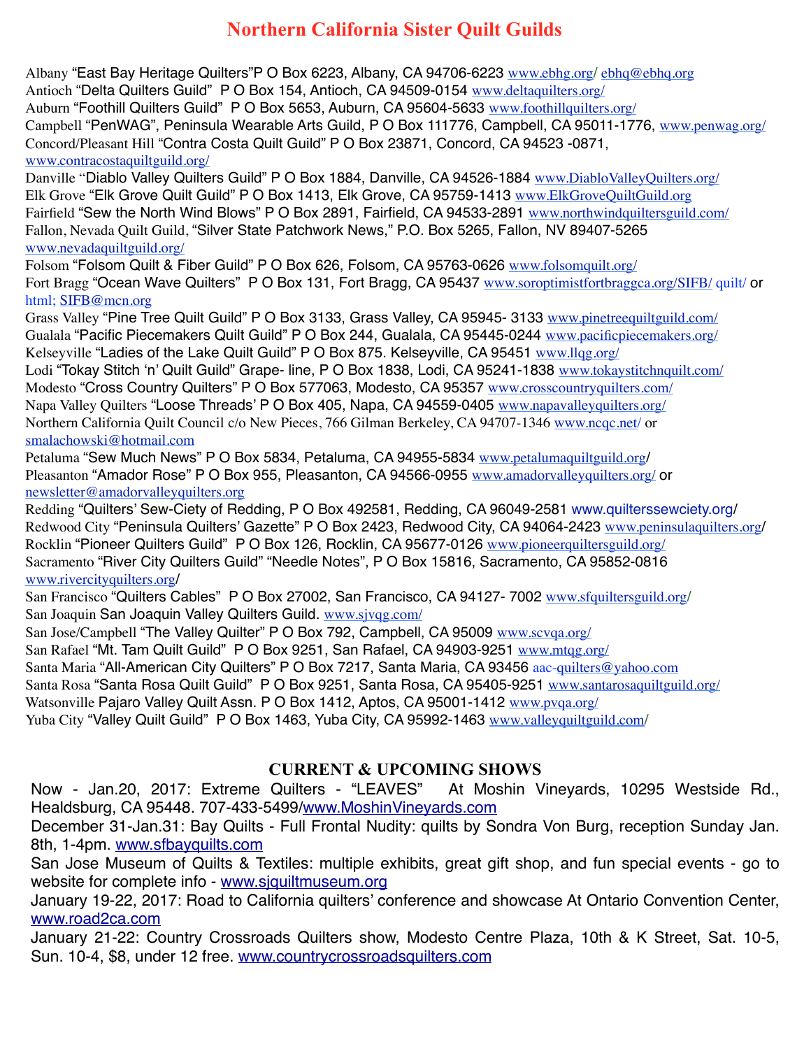# Northern California Sister Quilt Guilds

Albany "East Bay Heritage Quilters" P O Box 6223, Albany, CA 94706-6223 www.ebhg.org/ ebhq@ebhq.org
Antioch "Delta Quilters Guild" P O Box 154, Antioch, CA 94509-0154 www.deltaquilters.org/
Auburn "Foothill Quilters Guild" P O Box 5653, Auburn, CA 95604-5633 www.foothillquilters.org/
Campbell "PenWAG", Peninsula Wearable Arts Guild, P O Box 111776, Campbell, CA 95011-1776, www.penwag.org/
Concord/Pleasant Hill "Contra Costa Quilt Guild" P O Box 23871, Concord, CA 94523 -0871, www.contracostaquiltguild.org/
Danville "Diablo Valley Quilters Guild" P O Box 1884, Danville, CA 94526-1884 www.DiabloValleyQuilters.org/
Elk Grove "Elk Grove Quilt Guild" P O Box 1413, Elk Grove, CA 95759-1413 www.ElkGroveQuiltGuild.org
Fairfield "Sew the North Wind Blows" P O Box 2891, Fairfield, CA 94533-2891 www.northwindquiltersguild.com/
Fallon, Nevada Quilt Guild, "Silver State Patchwork News," P.O. Box 5265, Fallon, NV 89407-5265 www.nevadaquiltguild.org/
Folsom "Folsom Quilt & Fiber Guild" P O Box 626, Folsom, CA 95763-0626 www.folsomquilt.org/
Fort Bragg "Ocean Wave Quilters" P O Box 131, Fort Bragg, CA 95437 www.soroptimistfortbraggca.org/SIFB/ quilt/ or html; SIFB@mcn.org
Grass Valley "Pine Tree Quilt Guild" P O Box 3133, Grass Valley, CA 95945- 3133 www.pinetreequiltguild.com/
Gualala "Pacific Piecemakers Quilt Guild" P O Box 244, Gualala, CA 95445-0244 www.pacificpiecemakers.org/
Kelseyville "Ladies of the Lake Quilt Guild" P O Box 875. Kelseyville, CA 95451 www.llqg.org/
Lodi "Tokay Stitch 'n' Quilt Guild" Grape- line, P O Box 1838, Lodi, CA 95241-1838 www.tokaystitchnquilt.com/
Modesto "Cross Country Quilters" P O Box 577063, Modesto, CA 95357 www.crosscountryquilters.com/
Napa Valley Quilters "Loose Threads' P O Box 405, Napa, CA 94559-0405 www.napavalleyquilters.org/
Northern California Quilt Council c/o New Pieces, 766 Gilman Berkeley, CA 94707-1346 www.ncqc.net/ or smalachowski@hotmail.com
Petaluma "Sew Much News" P O Box 5834, Petaluma, CA 94955-5834 www.petalumaquiltguild.org/
Pleasanton "Amador Rose" P O Box 955, Pleasanton, CA 94566-0955 www.amadorvalleyquilters.org/ or newsletter@amadorvalleyquilters.org
Redding "Quilters' Sew-Ciety of Redding, P O Box 492581, Redding, CA 96049-2581 www.quilterssewciety.org/
Redwood City "Peninsula Quilters' Gazette" P O Box 2423, Redwood City, CA 94064-2423 www.peninsulaquilters.org/
Rocklin "Pioneer Quilters Guild" P O Box 126, Rocklin, CA 95677-0126 www.pioneerquiltersguild.org/
Sacramento "River City Quilters Guild" "Needle Notes", P O Box 15816, Sacramento, CA 95852-0816 www.rivercityquilters.org/
San Francisco "Quilters Cables" P O Box 27002, San Francisco, CA 94127- 7002 www.sfquiltersguild.org/
San Joaquin San Joaquin Valley Quilters Guild. www.sjvqg.com/
San Jose/Campbell "The Valley Quilter" P O Box 792, Campbell, CA 95009 www.scvqa.org/
San Rafael "Mt. Tam Quilt Guild" P O Box 9251, San Rafael, CA 94903-9251 www.mtqg.org/
Santa Maria "All-American City Quilters" P O Box 7217, Santa Maria, CA 93456 aac-quilters@yahoo.com
Santa Rosa "Santa Rosa Quilt Guild" P O Box 9251, Santa Rosa, CA 95405-9251 www.santarosaquiltguild.org/
Watsonville Pajaro Valley Quilt Assn. P O Box 1412, Aptos, CA 95001-1412 www.pvqa.org/
Yuba City "Valley Quilt Guild" P O Box 1463, Yuba City, CA 95992-1463 www.valleyquiltguild.com/

## CURRENT & UPCOMING SHOWS

Now - Jan.20, 2017: Extreme Quilters - "LEAVES" At Moshin Vineyards, 10295 Westside Rd., Healdsburg, CA 95448. 707-433-5499/www.MoshinVineyards.com

December 31-Jan.31: Bay Quilts - Full Frontal Nudity: quilts by Sondra Von Burg, reception Sunday Jan. 8th, 1-4pm. www.sfbayquilts.com

San Jose Museum of Quilts & Textiles: multiple exhibits, great gift shop, and fun special events - go to website for complete info - www.sjquiltmuseum.org

January 19-22, 2017: Road to California quilters' conference and showcase At Ontario Convention Center, www.road2ca.com

January 21-22: Country Crossroads Quilters show, Modesto Centre Plaza, 10th & K Street, Sat. 10-5, Sun. 10-4, $8, under 12 free. www.countrycrossroadsquilters.com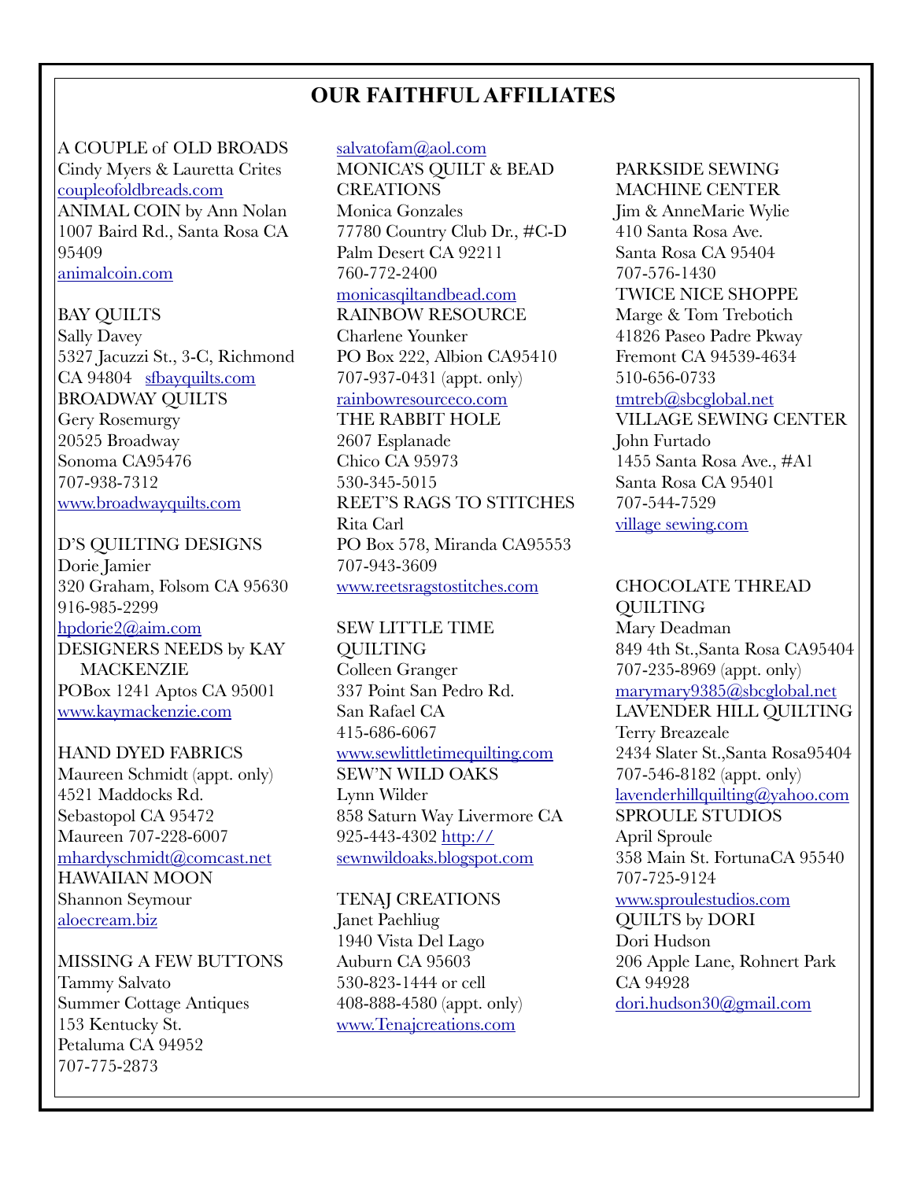# OUR FAITHFUL AFFILIATES

A COUPLE of OLD BROADS
Cindy Myers & Lauretta Crites
coupleofoldbreads.com
ANIMAL COIN by Ann Nolan
1007 Baird Rd., Santa Rosa CA 95409
animalcoin.com

BAY QUILTS
Sally Davey
5327 Jacuzzi St., 3-C, Richmond CA 94804 sfbayquilts.com
BROADWAY QUILTS
Gery Rosemurgy
20525 Broadway
Sonoma CA95476
707-938-7312
www.broadwayquilts.com

D'S QUILTING DESIGNS
Dorie Jamier
320 Graham, Folsom CA 95630
916-985-2299
hpdorie2@aim.com
DESIGNERS NEEDS by KAY MACKENZIE
POBox 1241 Aptos CA 95001
www.kaymackenzie.com

HAND DYED FABRICS
Maureen Schmidt (appt. only)
4521 Maddocks Rd.
Sebastopol CA 95472
Maureen 707-228-6007
mhardyschmidt@comcast.net
HAWAIIAN MOON
Shannon Seymour
aloecream.biz

MISSING A FEW BUTTONS
Tammy Salvato
Summer Cottage Antiques
153 Kentucky St.
Petaluma CA 94952
707-775-2873
salvatofam@aol.com
MONICA'S QUILT & BEAD CREATIONS
Monica Gonzales
77780 Country Club Dr., #C-D
Palm Desert CA 92211
760-772-2400
monicasqiltandbead.com
RAINBOW RESOURCE
Charlene Younker
PO Box 222, Albion CA95410
707-937-0431 (appt. only)
rainbowresourceco.com
THE RABBIT HOLE
2607 Esplanade
Chico CA 95973
530-345-5015
REET'S RAGS TO STITCHES
Rita Carl
PO Box 578, Miranda CA95553
707-943-3609
www.reetsragstostitches.com

SEW LITTLE TIME QUILTING
Colleen Granger
337 Point San Pedro Rd.
San Rafael CA
415-686-6067
www.sewlittletimequilting.com
SEW'N WILD OAKS
Lynn Wilder
858 Saturn Way Livermore CA
925-443-4302 http://sewnwildoaks.blogspot.com

TENAJ CREATIONS
Janet Paehliug
1940 Vista Del Lago
Auburn CA 95603
530-823-1444 or cell
408-888-4580 (appt. only)
www.Tenajcreations.com

PARKSIDE SEWING MACHINE CENTER
Jim & AnneMarie Wylie
410 Santa Rosa Ave.
Santa Rosa CA 95404
707-576-1430
TWICE NICE SHOPPE
Marge & Tom Trebotich
41826 Paseo Padre Pkway
Fremont CA 94539-4634
510-656-0733
tmtreb@sbcglobal.net
VILLAGE SEWING CENTER
John Furtado
1455 Santa Rosa Ave., #A1
Santa Rosa CA 95401
707-544-7529
village sewing.com

CHOCOLATE THREAD QUILTING
Mary Deadman
849 4th St.,Santa Rosa CA95404
707-235-8969 (appt. only)
marymary9385@sbcglobal.net
LAVENDER HILL QUILTING
Terry Breazeale
2434 Slater St.,Santa Rosa95404
707-546-8182 (appt. only)
lavenderhillquilting@yahoo.com
SPROULE STUDIOS
April Sproule
358 Main St. FortunaCA 95540
707-725-9124
www.sproulestudios.com
QUILTS by DORI
Dori Hudson
206 Apple Lane, Rohnert Park CA 94928
dori.hudson30@gmail.com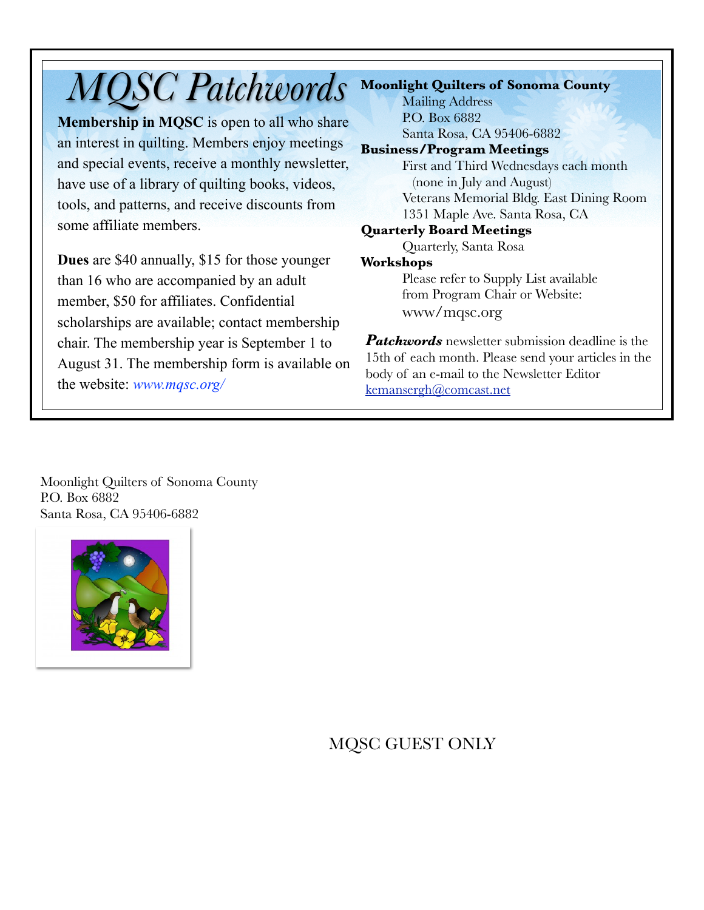# MQSC Patchwords

**Membership in MQSC** is open to all who share an interest in quilting. Members enjoy meetings and special events, receive a monthly newsletter, have use of a library of quilting books, videos, tools, and patterns, and receive discounts from some affiliate members.

**Dues** are $40 annually, $15 for those younger than 16 who are accompanied by an adult member, $50 for affiliates. Confidential scholarships are available; contact membership chair. The membership year is September 1 to August 31. The membership form is available on the website: *www.mqsc.org/*

**Moonlight Quilters of Sonoma County**

Mailing Address
P.O. Box 6882
Santa Rosa, CA 95406-6882

**Business/Program Meetings**

First and Third Wednesdays each month
(none in July and August)
Veterans Memorial Bldg. East Dining Room
1351 Maple Ave. Santa Rosa, CA

**Quarterly Board Meetings**

Quarterly, Santa Rosa

**Workshops**

Please refer to Supply List available from Program Chair or Website:
www/mqsc.org

***Patchwords*** newsletter submission deadline is the 15th of each month. Please send your articles in the body of an e-mail to the Newsletter Editor kemansergh@comcast.net

Moonlight Quilters of Sonoma County
P.O. Box 6882
Santa Rosa, CA 95406-6882

MQSC GUEST ONLY